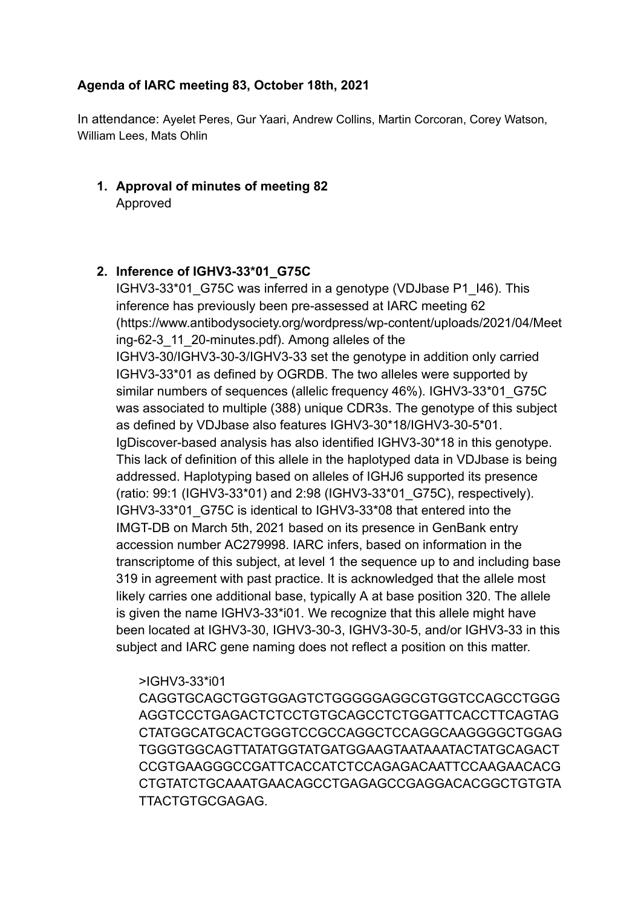**Agenda of IARC meeting 83, October 18th, 2021**

In attendance: Ayelet Peres, Gur Yaari, Andrew Collins, Martin Corcoran, Corey Watson, William Lees, Mats Ohlin

1. **Approval of minutes of meeting 82**
   Approved

2. **Inference of IGHV3-33*01_G75C**
   IGHV3-33*01_G75C was inferred in a genotype (VDJbase P1_I46). This inference has previously been pre-assessed at IARC meeting 62 (https://www.antibodysociety.org/wordpress/wp-content/uploads/2021/04/Meeting-62-3_11_20-minutes.pdf). Among alleles of the IGHV3-30/IGHV3-30-3/IGHV3-33 set the genotype in addition only carried IGHV3-33*01 as defined by OGRDB. The two alleles were supported by similar numbers of sequences (allelic frequency 46%). IGHV3-33*01_G75C was associated to multiple (388) unique CDR3s. The genotype of this subject as defined by VDJbase also features IGHV3-30*18/IGHV3-30-5*01. IgDiscover-based analysis has also identified IGHV3-30*18 in this genotype. This lack of definition of this allele in the haplotyped data in VDJbase is being addressed. Haplotyping based on alleles of IGHJ6 supported its presence (ratio: 99:1 (IGHV3-33*01) and 2:98 (IGHV3-33*01_G75C), respectively). IGHV3-33*01_G75C is identical to IGHV3-33*08 that entered into the IMGT-DB on March 5th, 2021 based on its presence in GenBank entry accession number AC279998. IARC infers, based on information in the transcriptome of this subject, at level 1 the sequence up to and including base 319 in agreement with past practice. It is acknowledged that the allele most likely carries one additional base, typically A at base position 320. The allele is given the name IGHV3-33*i01. We recognize that this allele might have been located at IGHV3-30, IGHV3-30-3, IGHV3-30-5, and/or IGHV3-33 in this subject and IARC gene naming does not reflect a position on this matter.

   >IGHV3-33*i01
   CAGGTGCAGCTGGTGGAGTCTGGGGGAGGCGTGGTCCAGCCTGGG
   AGGTCCCTGAGACTCTCCTGTGCAGCCTCTGGATTCACCTTCAGTAG
   CTATGGCATGCACTGGGTCCGCCAGGCTCCAGGCAAGGGGCTGGAG
   TGGGTGGCAGTTATATGGTATGATGGAAGTAATAAATACTATGCAGACT
   CCGTGAAGGGCCGATTCACCATCTCCAGAGACAATTCCAAGAACACG
   CTGTATCTGCAAATGAACAGCCTGAGAGCCGAGGACACGGCTGTGTA
   TTACTGTGCGAGAG.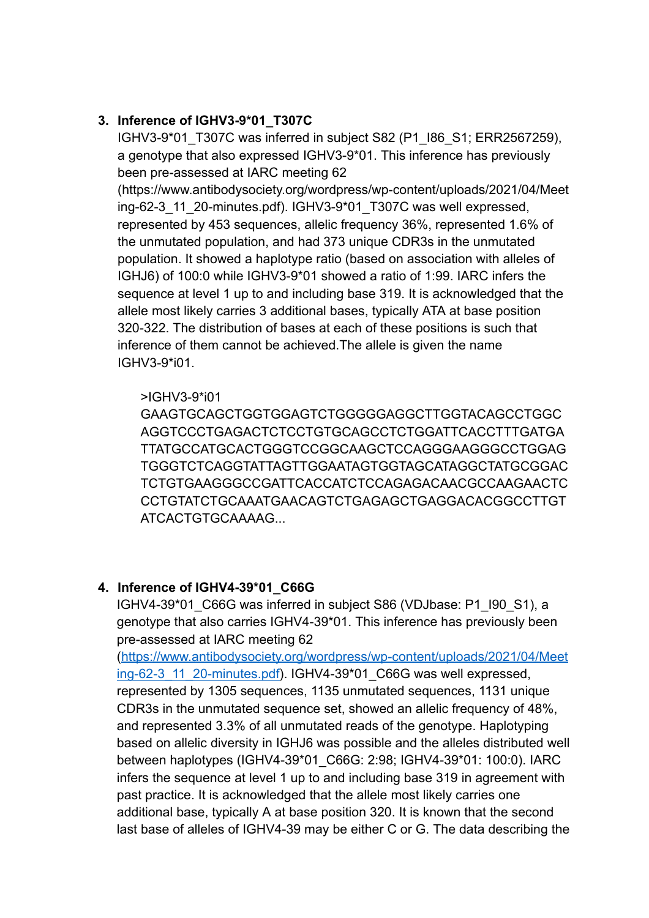3. **Inference of IGHV3-9*01_T307C**

   IGHV3-9*01_T307C was inferred in subject S82 (P1_I86_S1; ERR2567259), a genotype that also expressed IGHV3-9*01. This inference has previously been pre-assessed at IARC meeting 62 (https://www.antibodysociety.org/wordpress/wp-content/uploads/2021/04/Meeting-62-3_11_20-minutes.pdf). IGHV3-9*01_T307C was well expressed, represented by 453 sequences, allelic frequency 36%, represented 1.6% of the unmutated population, and had 373 unique CDR3s in the unmutated population. It showed a haplotype ratio (based on association with alleles of IGHJ6) of 100:0 while IGHV3-9*01 showed a ratio of 1:99. IARC infers the sequence at level 1 up to and including base 319. It is acknowledged that the allele most likely carries 3 additional bases, typically ATA at base position 320-322. The distribution of bases at each of these positions is such that inference of them cannot be achieved.The allele is given the name IGHV3-9*i01.

   ```
   >IGHV3-9*i01
   GAAGTGCAGCTGGTGGAGTCTGGGGGAGGCTTGGTACAGCCTGGC
   AGGTCCCTGAGACTCTCCTGTGCAGCCTCTGGATTCACCTTTGATGA
   TTATGCCATGCACTGGGTCCGGCAAGCTCCAGGGAAGGGCCTGGAG
   TGGGTCTCAGGTATTAGTTGGAATAGTGGTAGCATAGGCTATGCGGAC
   TCTGTGAAGGGCCGATTCACCATCTCCAGAGACAACGCCAAGAACTC
   CCTGTATCTGCAAATGAACAGTCTGAGAGCTGAGGACACGGCCTTGT
   ATCACTGTGCAAAAG...
   ```

4. **Inference of IGHV4-39*01_C66G**

   IGHV4-39*01_C66G was inferred in subject S86 (VDJbase: P1_I90_S1), a genotype that also carries IGHV4-39*01. This inference has previously been pre-assessed at IARC meeting 62 ([https://www.antibodysociety.org/wordpress/wp-content/uploads/2021/04/Meeting-62-3_11_20-minutes.pdf](https://www.antibodysociety.org/wordpress/wp-content/uploads/2021/04/Meeting-62-3_11_20-minutes.pdf)). IGHV4-39*01_C66G was well expressed, represented by 1305 sequences, 1135 unmutated sequences, 1131 unique CDR3s in the unmutated sequence set, showed an allelic frequency of 48%, and represented 3.3% of all unmutated reads of the genotype. Haplotyping based on allelic diversity in IGHJ6 was possible and the alleles distributed well between haplotypes (IGHV4-39*01_C66G: 2:98; IGHV4-39*01: 100:0). IARC infers the sequence at level 1 up to and including base 319 in agreement with past practice. It is acknowledged that the allele most likely carries one additional base, typically A at base position 320. It is known that the second last base of alleles of IGHV4-39 may be either C or G. The data describing the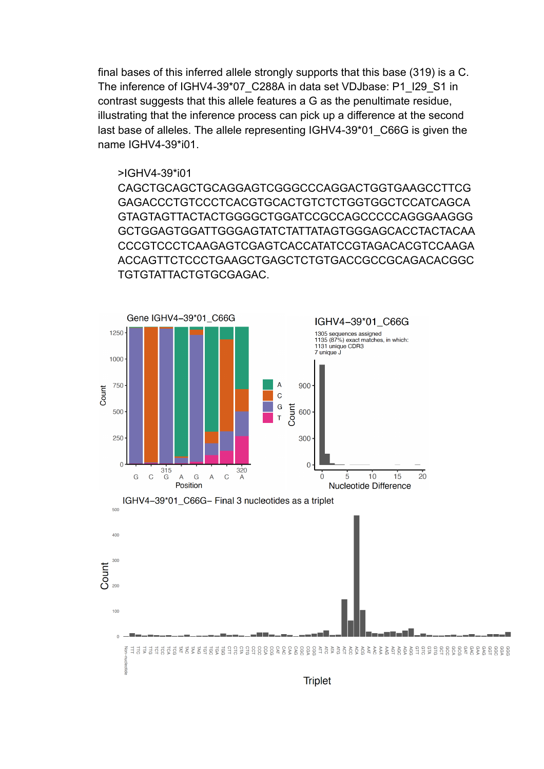final bases of this inferred allele strongly supports that this base (319) is a C. The inference of IGHV4-39*07_C288A in data set VDJbase: P1_I29_S1 in contrast suggests that this allele features a G as the penultimate residue, illustrating that the inference process can pick up a difference at the second last base of alleles. The allele representing IGHV4-39*01_C66G is given the name IGHV4-39*i01.

```
>IGHV4-39*i01
CAGCTGCAGCTGCAGGAGTCGGGCCCAGGACTGGTGAAGCCTTCG
GAGACCCTGTCCCTCACGTGCACTGTCTCTGGTGGCTCCATCAGCA
GTAGTAGTTACTACTGGGGCTGGATCCGCCAGCCCCCAGGGAAGGG
GCTGGAGTGGATTGGGAGTATCTATTATAGTGGGAGCACCTACTACAA
CCCGTCCCTCAAGAGTCGAGTCACCATATCCGTAGACACGTCCAAGA
ACCAGTTCTCCCTGAAGCTGAGCTCTGTGACCGCCGCAGACACGGC
TGTGTATTACTGTGCGAGAC.
```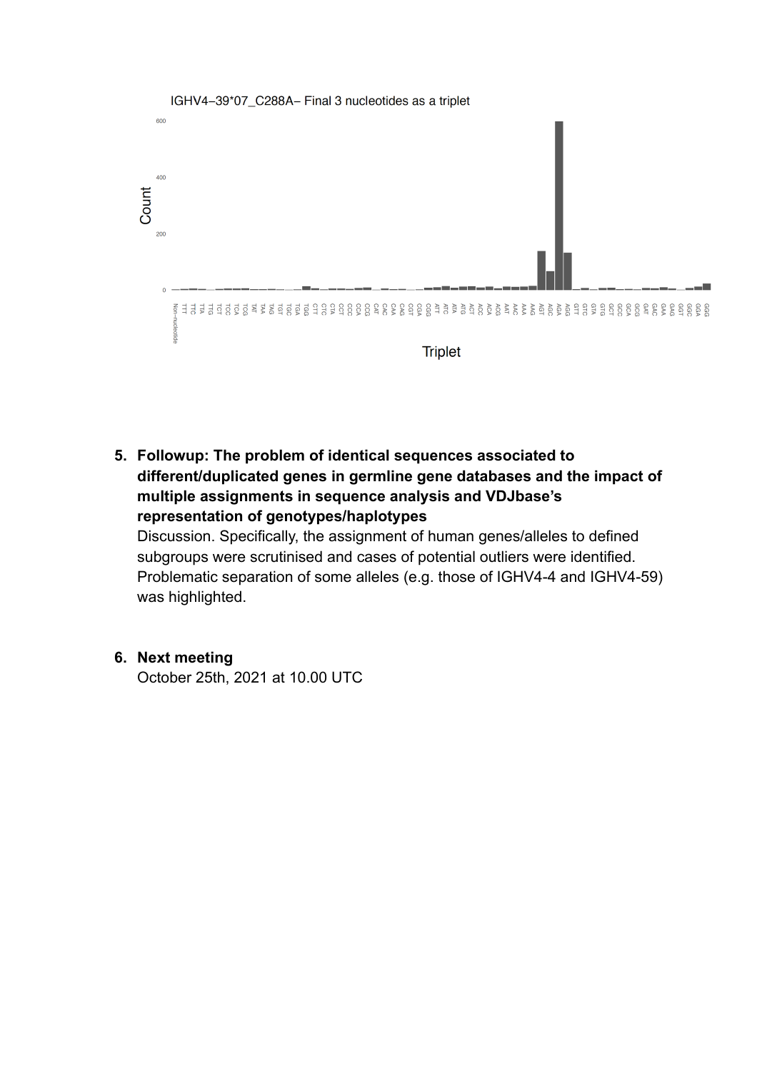IGHV4−39*07_C288A− Final 3 nucleotides as a triplet

600

400

Count

200

0

Non-nucleotide TTT TTC TTA TTG TCT TCC TCA TCG TAT TAA TAG TGT TGC TGA TGG CTT CTC CTA CTG CCT CCC CCA CCG CAT CAC CAA CAG CGT CGA CGG ATT ATC ATA ATG ACT ACC ACA ACG AAT AAC AAA AAG AGT AGC AGA AGG GTT GTC GTA GTG GCT GCC GCA GCG GAT GAC GAA GAG GGT GGC GGA GGG

Triplet

5. **Followup: The problem of identical sequences associated to different/duplicated genes in germline gene databases and the impact of multiple assignments in sequence analysis and VDJbase's representation of genotypes/haplotypes**
   Discussion. Specifically, the assignment of human genes/alleles to defined subgroups were scrutinised and cases of potential outliers were identified. Problematic separation of some alleles (e.g. those of IGHV4-4 and IGHV4-59) was highlighted.

6. **Next meeting**
   October 25th, 2021 at 10.00 UTC